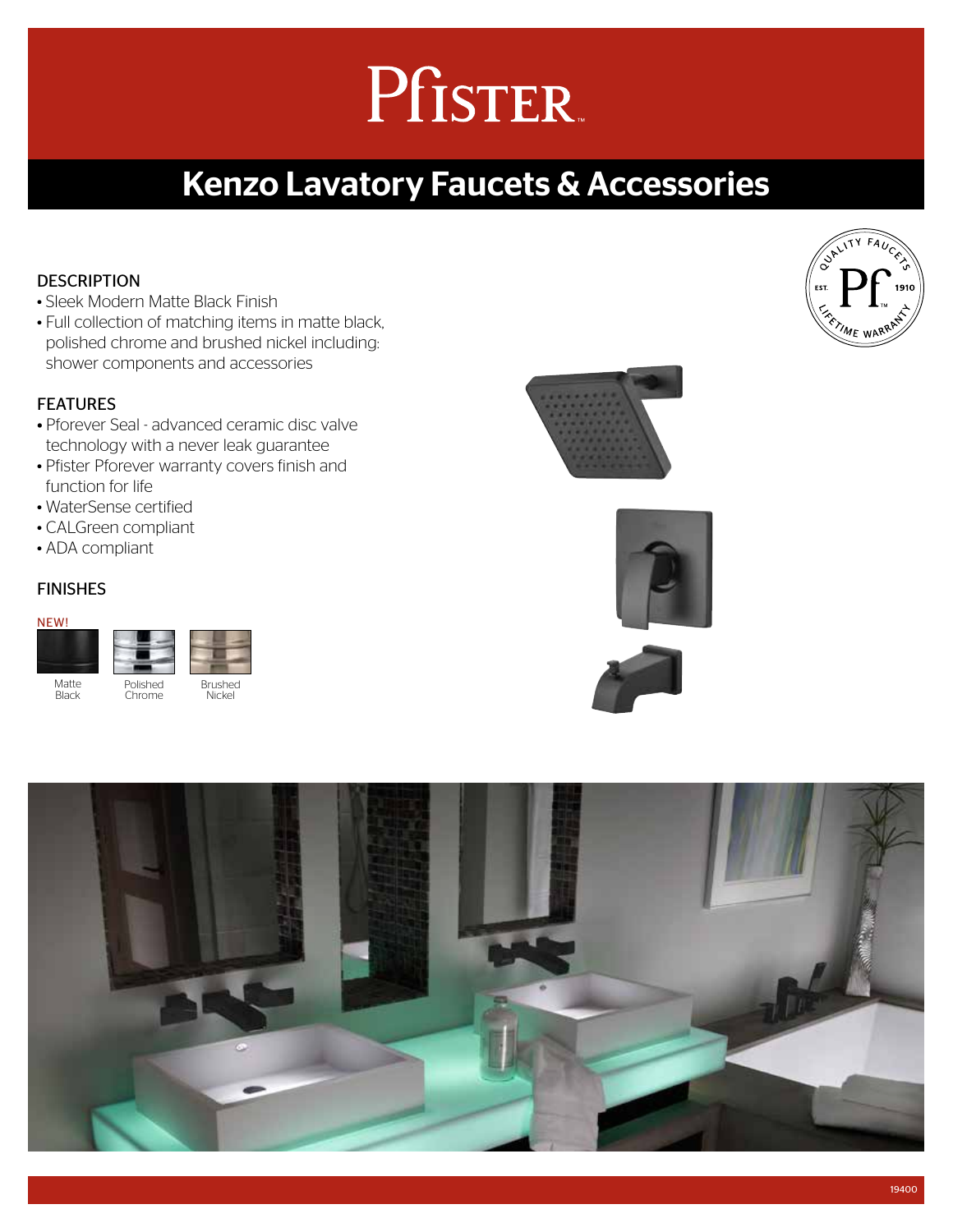# Pfister

## Kenzo Lavatory Faucets & Accessories

### DESCRIPTION

- Sleek Modern Matte Black Finish
- Full collection of matching items in matte black, polished chrome and brushed nickel including: shower components and accessories

### FEATURES

- Pforever Seal - advanced ceramic disc valve technology with a never leak guarantee
- Pfister Pforever warranty covers finish and function for life
- WaterSense certified
- CALGreen compliant
- ADA compliant

### FINISHES

NEW!

Matte Black

Polished Chrome

Brushed Nickel

19400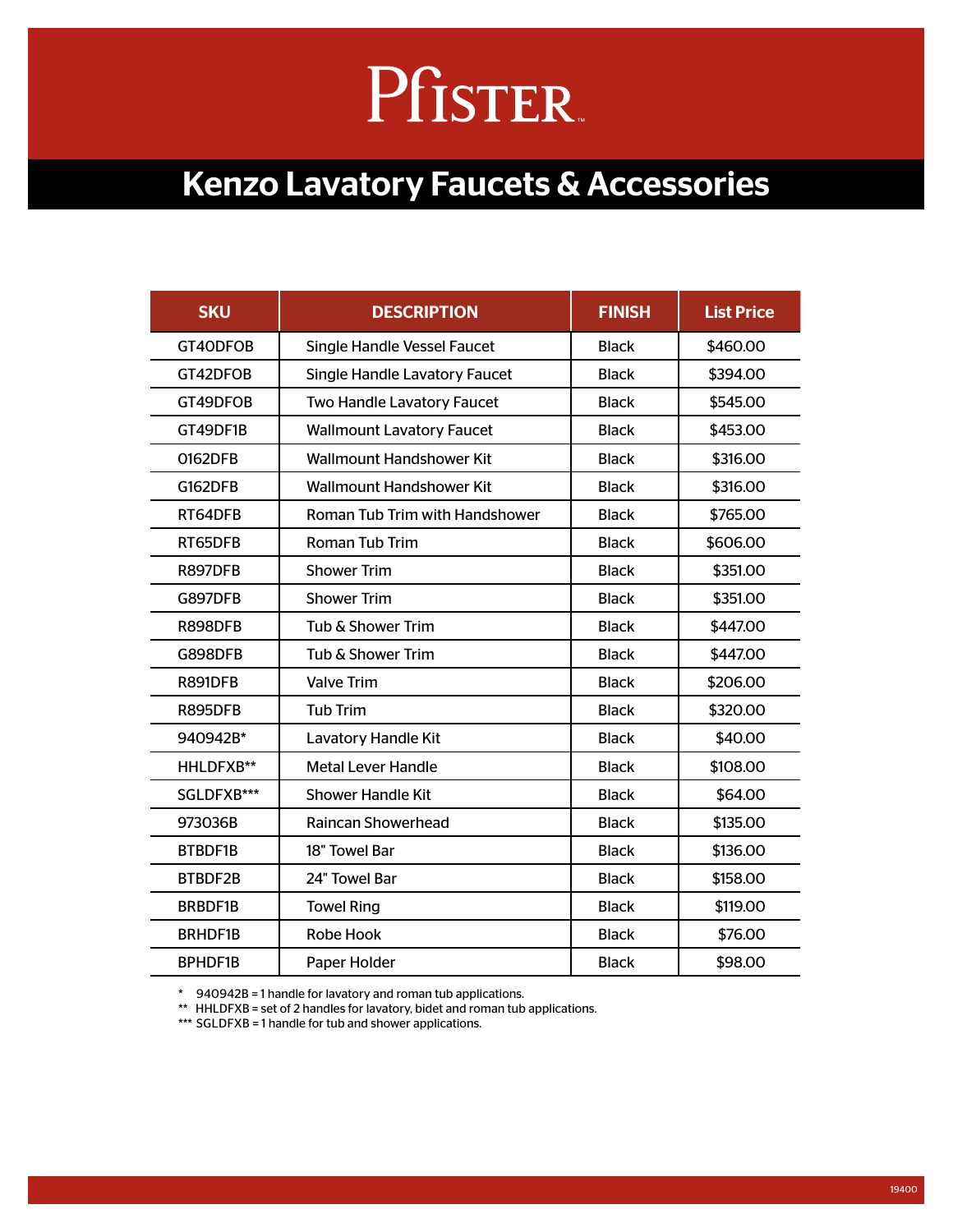# Pfister

## Kenzo Lavatory Faucets & Accessories

| SKU | DESCRIPTION | FINISH | List Price |
|---|---|---|---|
| GT40DFOB | Single Handle Vessel Faucet | Black | $460.00 |
| GT42DFOB | Single Handle Lavatory Faucet | Black | $394.00 |
| GT49DFOB | Two Handle Lavatory Faucet | Black | $545.00 |
| GT49DF1B | Wallmount Lavatory Faucet | Black | $453.00 |
| 0162DFB | Wallmount Handshower Kit | Black | $316.00 |
| G162DFB | Wallmount Handshower Kit | Black | $316.00 |
| RT64DFB | Roman Tub Trim with Handshower | Black | $765.00 |
| RT65DFB | Roman Tub Trim | Black | $606.00 |
| R897DFB | Shower Trim | Black | $351.00 |
| G897DFB | Shower Trim | Black | $351.00 |
| R898DFB | Tub & Shower Trim | Black | $447.00 |
| G898DFB | Tub & Shower Trim | Black | $447.00 |
| R891DFB | Valve Trim | Black | $206.00 |
| R895DFB | Tub Trim | Black | $320.00 |
| 940942B* | Lavatory Handle Kit | Black | $40.00 |
| HHLDFXB** | Metal Lever Handle | Black | $108.00 |
| SGLDFXB*** | Shower Handle Kit | Black | $64.00 |
| 973036B | Raincan Showerhead | Black | $135.00 |
| BTBDF1B | 18" Towel Bar | Black | $136.00 |
| BTBDF2B | 24" Towel Bar | Black | $158.00 |
| BRBDF1B | Towel Ring | Black | $119.00 |
| BRHDF1B | Robe Hook | Black | $76.00 |
| BPHDF1B | Paper Holder | Black | $98.00 |

\* 940942B = 1 handle for lavatory and roman tub applications.
\** HHLDFXB = set of 2 handles for lavatory, bidet and roman tub applications.
\*** SGLDFXB = 1 handle for tub and shower applications.

19400